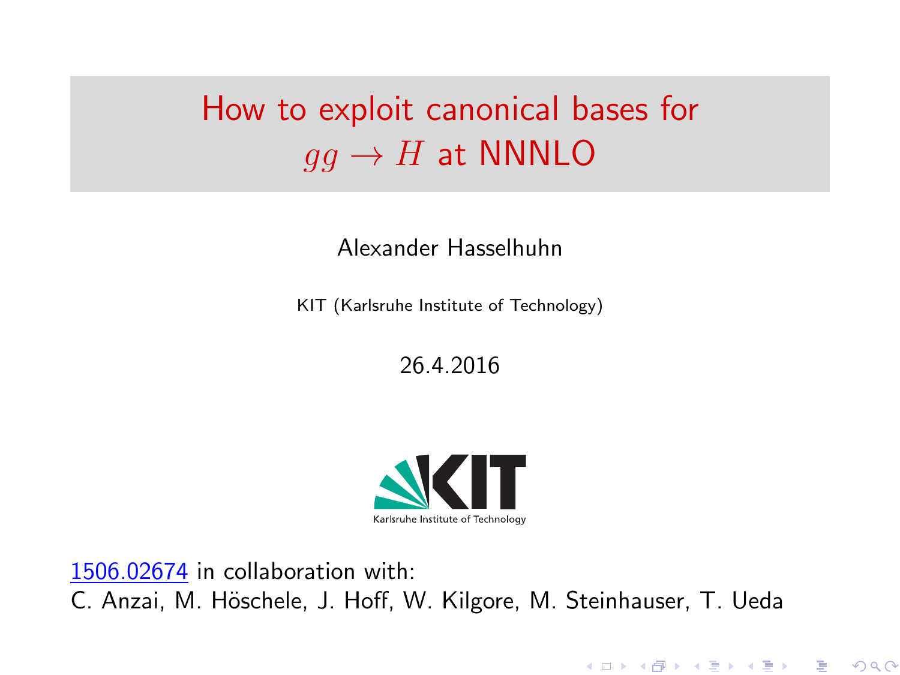# How to exploit canonical bases for $gg \to H$ at NNNLO

Alexander Hasselhuhn

KIT (Karlsruhe Institute of Technology)

26.4.2016

Karlsruhe Institute of Technology

1506.02674 in collaboration with:
C. Anzai, M. Höschele, J. Hoff, W. Kilgore, M. Steinhauser, T. Ueda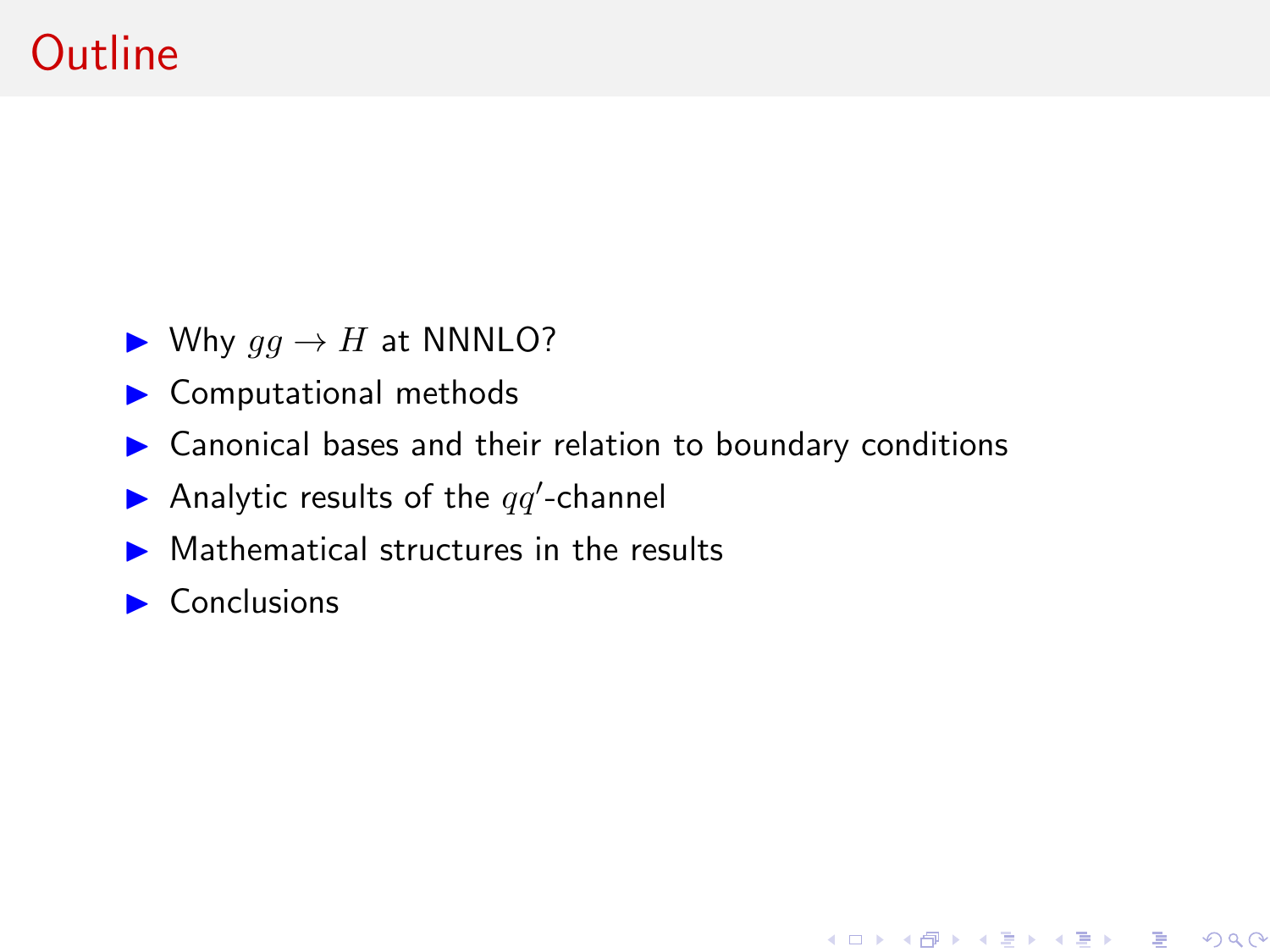# Outline

- Why $gg \to H$ at NNNLO?
- Computational methods
- Canonical bases and their relation to boundary conditions
- Analytic results of the $qq'$-channel
- Mathematical structures in the results
- Conclusions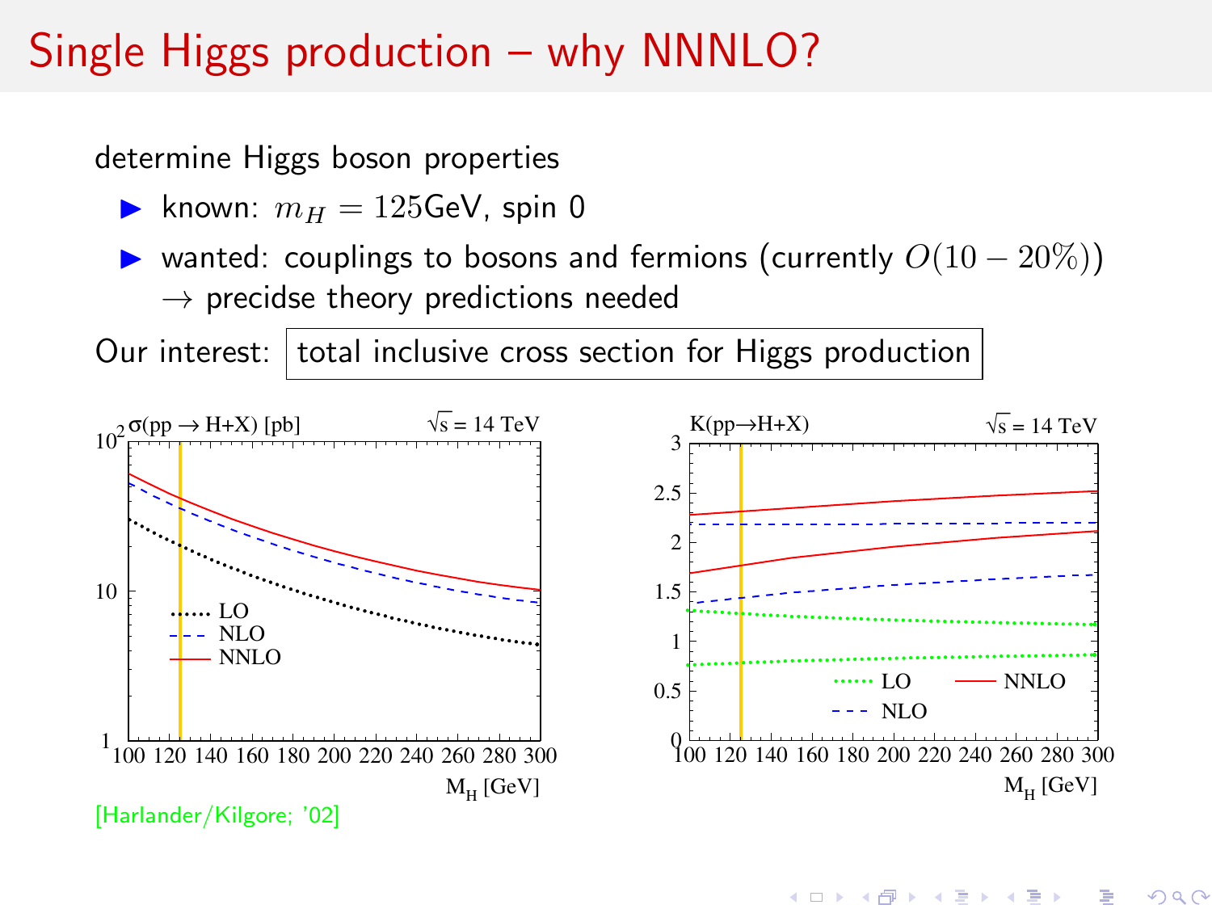# Single Higgs production – why NNNLO?

determine Higgs boson properties

- known: $m_H = 125$GeV, spin 0
- wanted: couplings to bosons and fermions (currently $O(10-20\%)$)
  $\rightarrow$ precidse theory predictions needed

Our interest: total inclusive cross section for Higgs production

[Harlander/Kilgore; '02]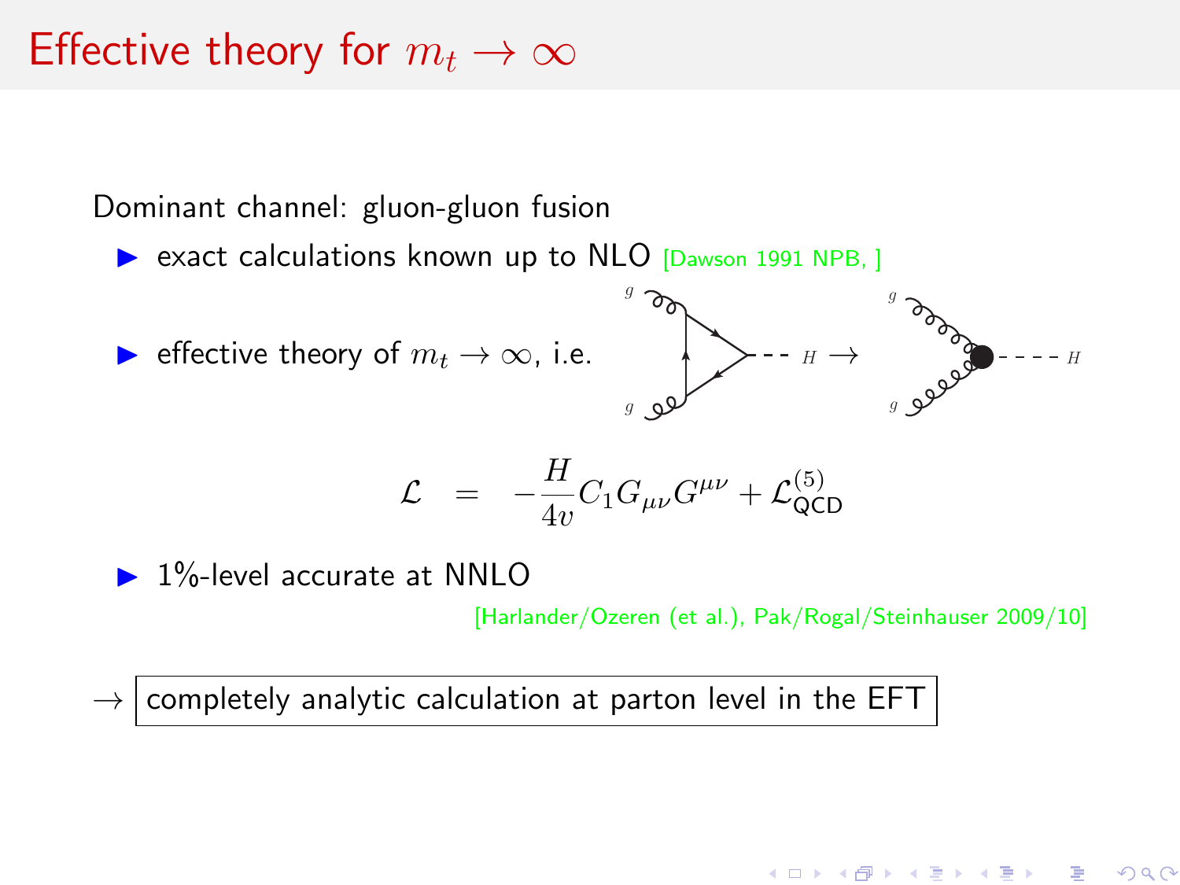# Effective theory for $m_t \to \infty$

Dominant channel: gluon-gluon fusion

- exact calculations known up to NLO [Dawson 1991 NPB, ]
- effective theory of $m_t \to \infty$, i.e.

$$
\mathcal{L} \quad = \quad -\frac{H}{4v} C_1 G_{\mu\nu} G^{\mu\nu} + \mathcal{L}^{(5)}_{\text{QCD}}
$$

- 1%-level accurate at NNLO

[Harlander/Ozeren (et al.), Pak/Rogal/Steinhauser 2009/10]

→ completely analytic calculation at parton level in the EFT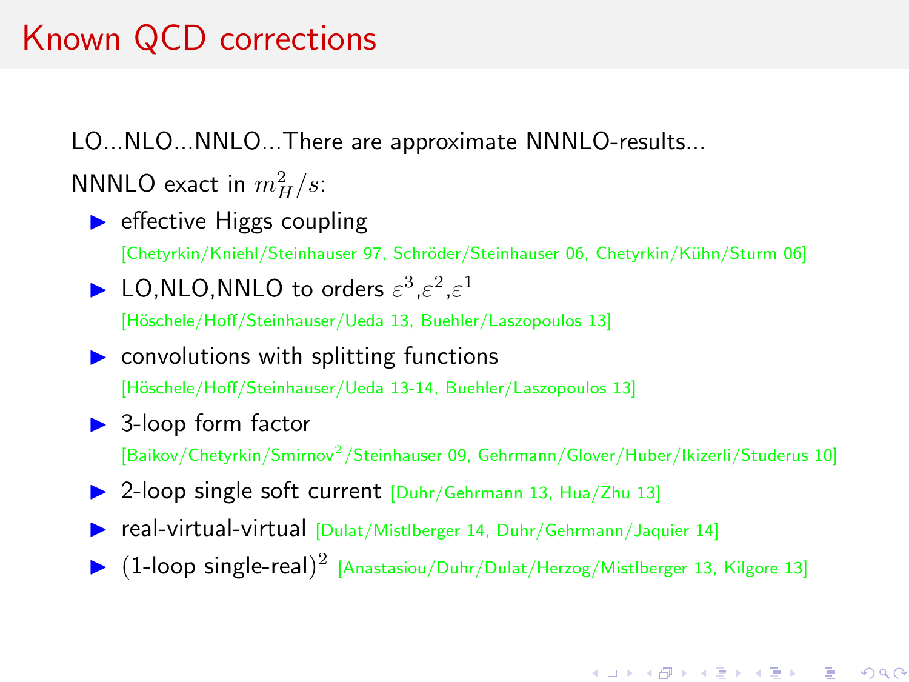# Known QCD corrections

LO...NLO...NNLO...There are approximate NNNLO-results...

NNNLO exact in $m_H^2/s$:

- effective Higgs coupling
  [Chetyrkin/Kniehl/Steinhauser 97, Schröder/Steinhauser 06, Chetyrkin/Kühn/Sturm 06]
- LO,NLO,NNLO to orders $\varepsilon^3$,$\varepsilon^2$,$\varepsilon^1$
  [Höschele/Hoff/Steinhauser/Ueda 13, Buehler/Laszopoulos 13]
- convolutions with splitting functions
  [Höschele/Hoff/Steinhauser/Ueda 13-14, Buehler/Laszopoulos 13]
- 3-loop form factor
  [Baikov/Chetyrkin/Smirnov$^2$/Steinhauser 09, Gehrmann/Glover/Huber/Ikizerli/Studerus 10]
- 2-loop single soft current [Duhr/Gehrmann 13, Hua/Zhu 13]
- real-virtual-virtual [Dulat/Mistlberger 14, Duhr/Gehrmann/Jaquier 14]
- (1-loop single-real)$^2$ [Anastasiou/Duhr/Dulat/Herzog/Mistlberger 13, Kilgore 13]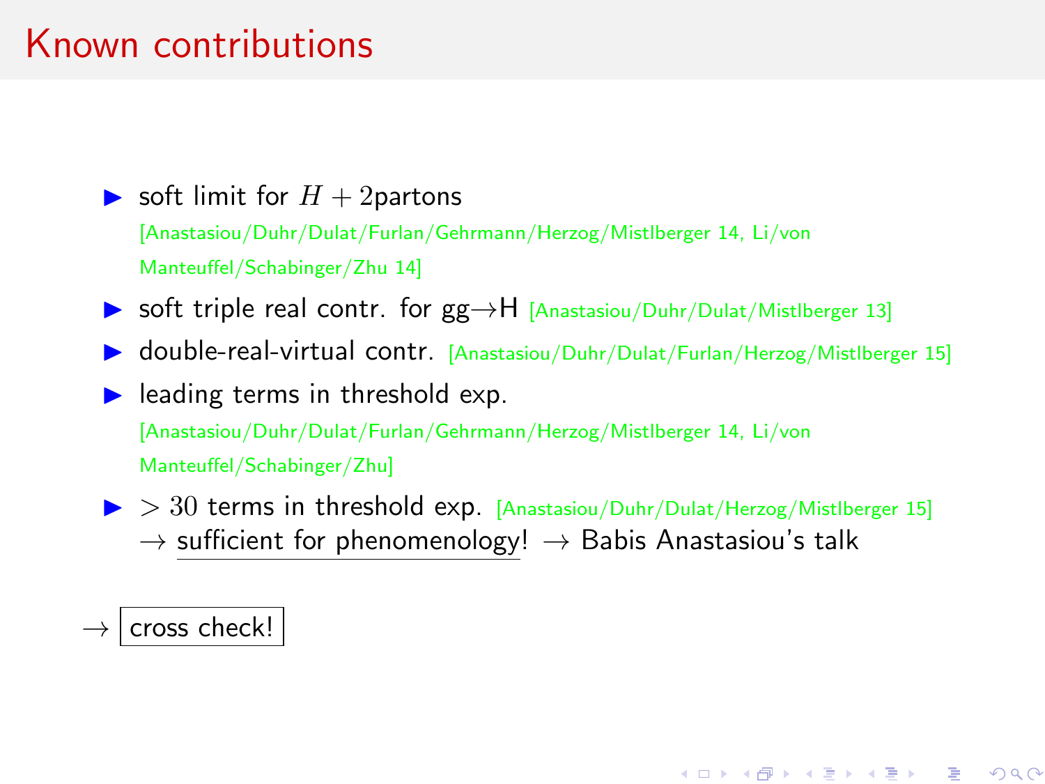# Known contributions

- soft limit for $H + 2$partons [Anastasiou/Duhr/Dulat/Furlan/Gehrmann/Herzog/Mistlberger 14, Li/von Manteuffel/Schabinger/Zhu 14]
- soft triple real contr. for gg→H [Anastasiou/Duhr/Dulat/Mistlberger 13]
- double-real-virtual contr. [Anastasiou/Duhr/Dulat/Furlan/Herzog/Mistlberger 15]
- leading terms in threshold exp. [Anastasiou/Duhr/Dulat/Furlan/Gehrmann/Herzog/Mistlberger 14, Li/von Manteuffel/Schabinger/Zhu]
- $> 30$ terms in threshold exp. [Anastasiou/Duhr/Dulat/Herzog/Mistlberger 15]
  → sufficient for phenomenology! → Babis Anastasiou's talk

→ cross check!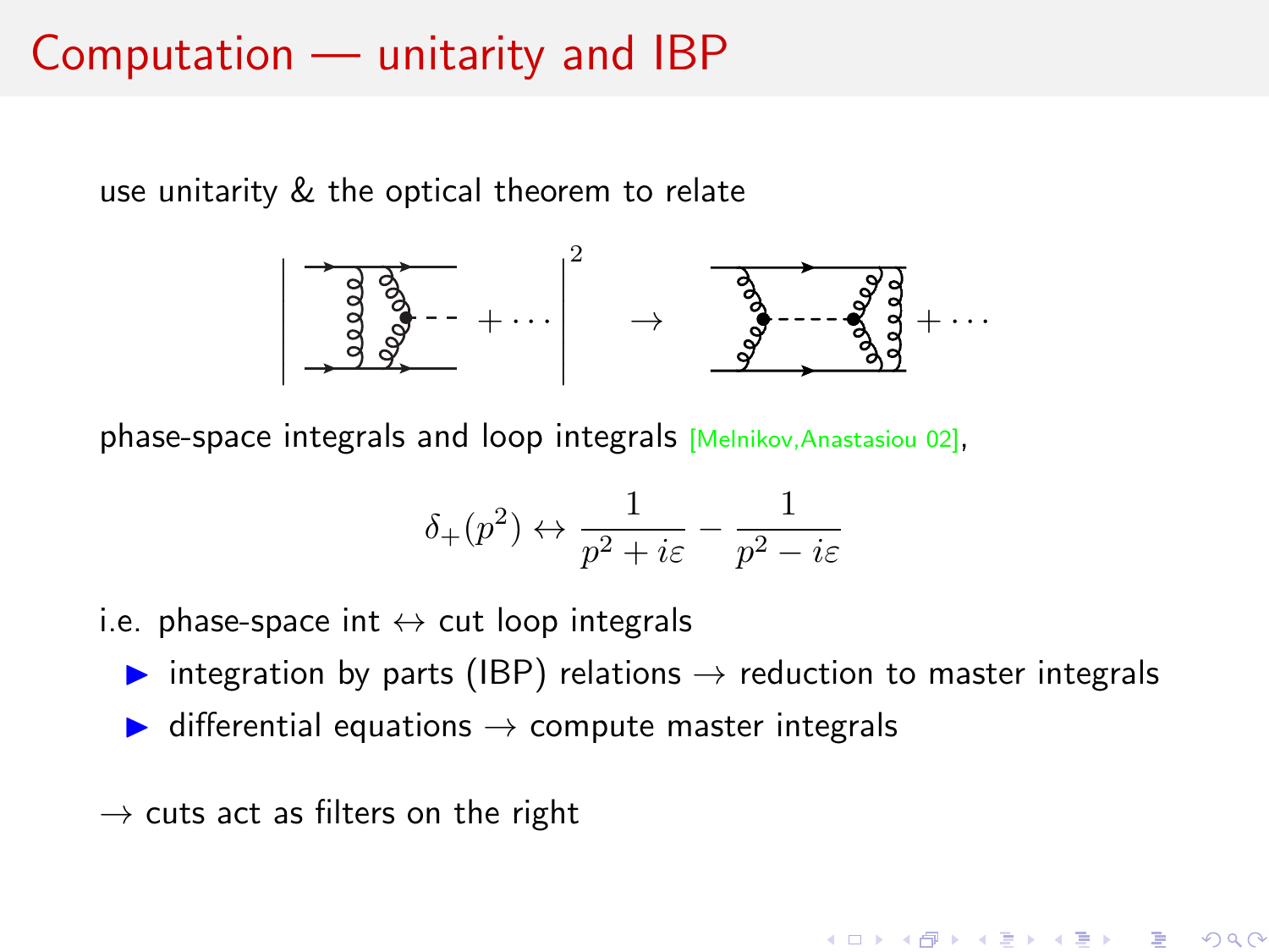# Computation — unitarity and IBP

use unitarity & the optical theorem to relate

phase-space integrals and loop integrals [Melnikov,Anastasiou 02],

$$\delta_+(p^2) \leftrightarrow \frac{1}{p^2 + i\varepsilon} - \frac{1}{p^2 - i\varepsilon}$$

i.e. phase-space int $\leftrightarrow$ cut loop integrals

- integration by parts (IBP) relations $\rightarrow$ reduction to master integrals
- differential equations $\rightarrow$ compute master integrals

$\rightarrow$ cuts act as filters on the right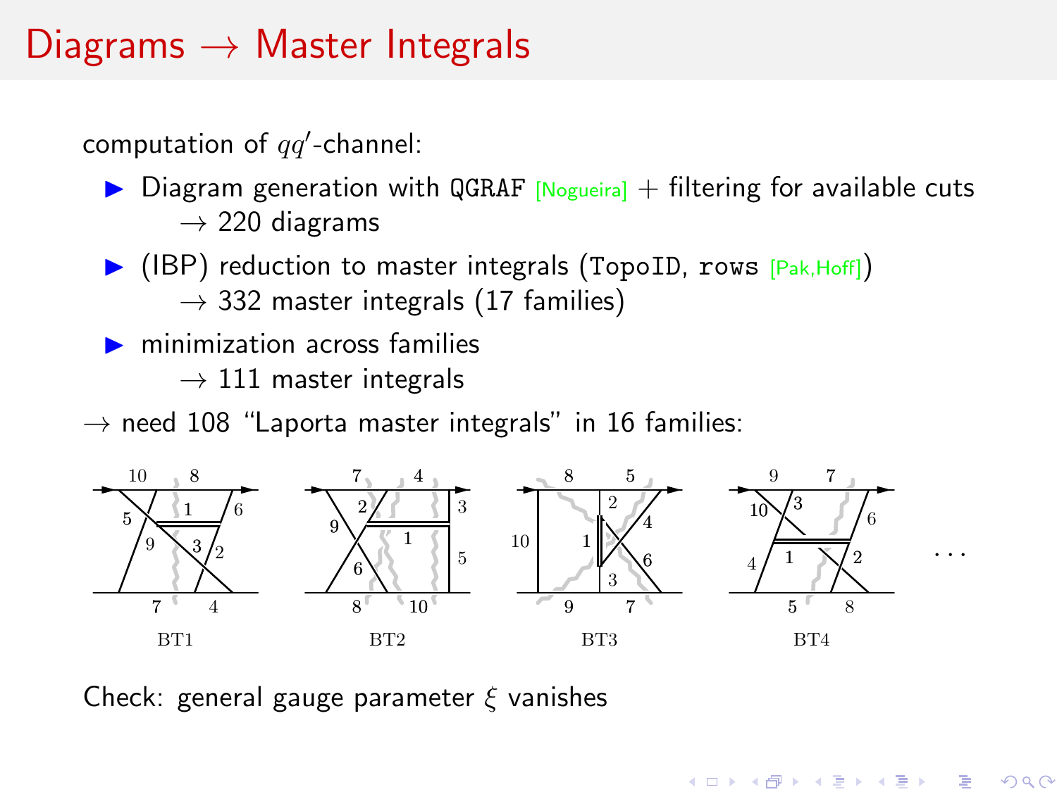# Diagrams → Master Integrals

computation of $qq'$-channel:

- Diagram generation with `QGRAF` [Nogueira] + filtering for available cuts
  - → 220 diagrams
- (IBP) reduction to master integrals (`TopoID`, `rows` [Pak,Hoff])
  - → 332 master integrals (17 families)
- minimization across families
  - → 111 master integrals

→ need 108 "Laporta master integrals" in 16 families:

BT1 BT2 BT3 BT4 ...

Check: general gauge parameter $\xi$ vanishes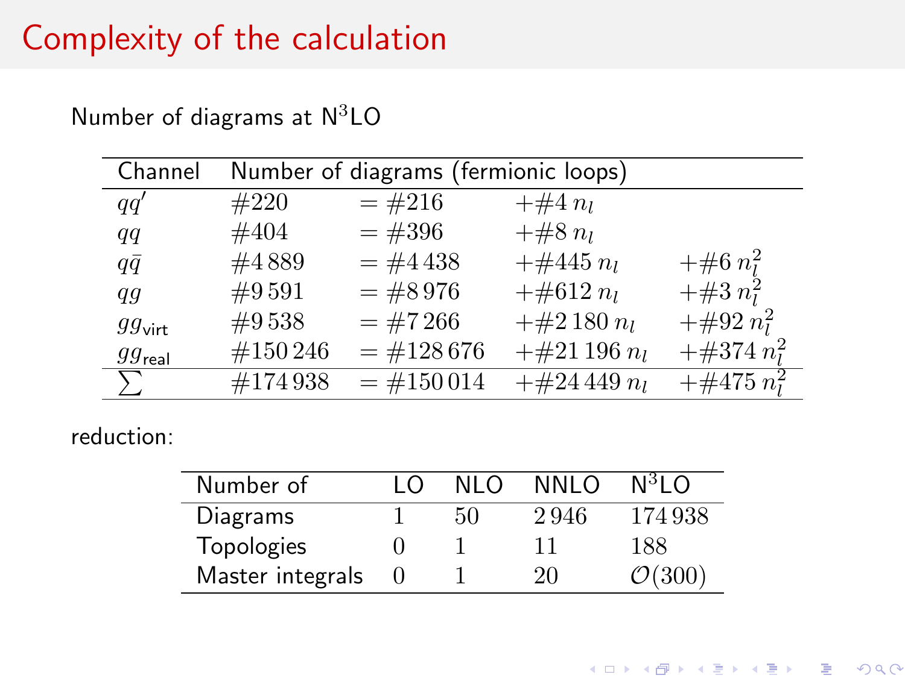# Complexity of the calculation

Number of diagrams at N$^3$LO

| Channel | Number of diagrams (fermionic loops) | | | |
|---|---|---|---|---|
| $qq'$ | $\#220$ | $= \#216$ | $+\#4\, n_l$ | |
| $qq$ | $\#404$ | $= \#396$ | $+\#8\, n_l$ | |
| $q\bar{q}$ | $\#4\,889$ | $= \#4\,438$ | $+\#445\, n_l$ | $+\#6\, n_l^2$ |
| $qg$ | $\#9\,591$ | $= \#8\,976$ | $+\#612\, n_l$ | $+\#3\, n_l^2$ |
| $gg_{\text{virt}}$ | $\#9\,538$ | $= \#7\,266$ | $+\#2\,180\, n_l$ | $+\#92\, n_l^2$ |
| $gg_{\text{real}}$ | $\#150\,246$ | $= \#128\,676$ | $+\#21\,196\, n_l$ | $+\#374\, n_l^2$ |
| $\sum$ | $\#174\,938$ | $= \#150\,014$ | $+\#24\,449\, n_l$ | $+\#475\, n_l^2$ |

reduction:

| Number of | LO | NLO | NNLO | N$^3$LO |
|---|---|---|---|---|
| Diagrams | 1 | 50 | 2 946 | 174 938 |
| Topologies | 0 | 1 | 11 | 188 |
| Master integrals | 0 | 1 | 20 | $\mathcal{O}(300)$ |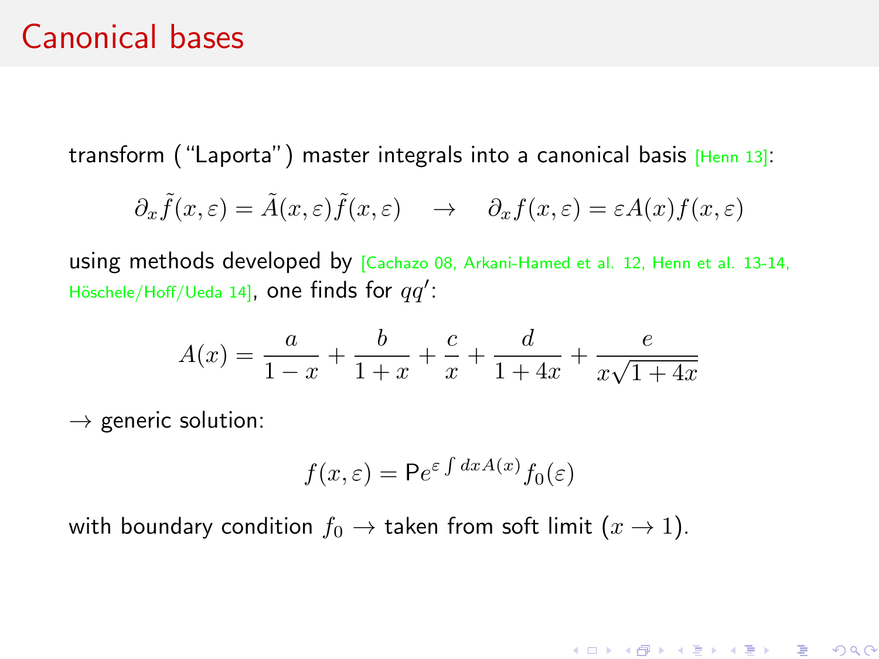# Canonical bases

transform ("Laporta") master integrals into a canonical basis [Henn 13]:

$$\partial_x \tilde{f}(x,\varepsilon) = \tilde{A}(x,\varepsilon)\tilde{f}(x,\varepsilon) \quad \rightarrow \quad \partial_x f(x,\varepsilon) = \varepsilon A(x) f(x,\varepsilon)$$

using methods developed by [Cachazo 08, Arkani-Hamed et al. 12, Henn et al. 13-14, Höschele/Hoff/Ueda 14], one finds for $qq'$:

$$A(x) = \frac{a}{1-x} + \frac{b}{1+x} + \frac{c}{x} + \frac{d}{1+4x} + \frac{e}{x\sqrt{1+4x}}$$

$\rightarrow$ generic solution:

$$f(x,\varepsilon) = \mathsf{P}e^{\varepsilon \int dx A(x)} f_0(\varepsilon)$$

with boundary condition $f_0 \rightarrow$ taken from soft limit ($x \rightarrow 1$).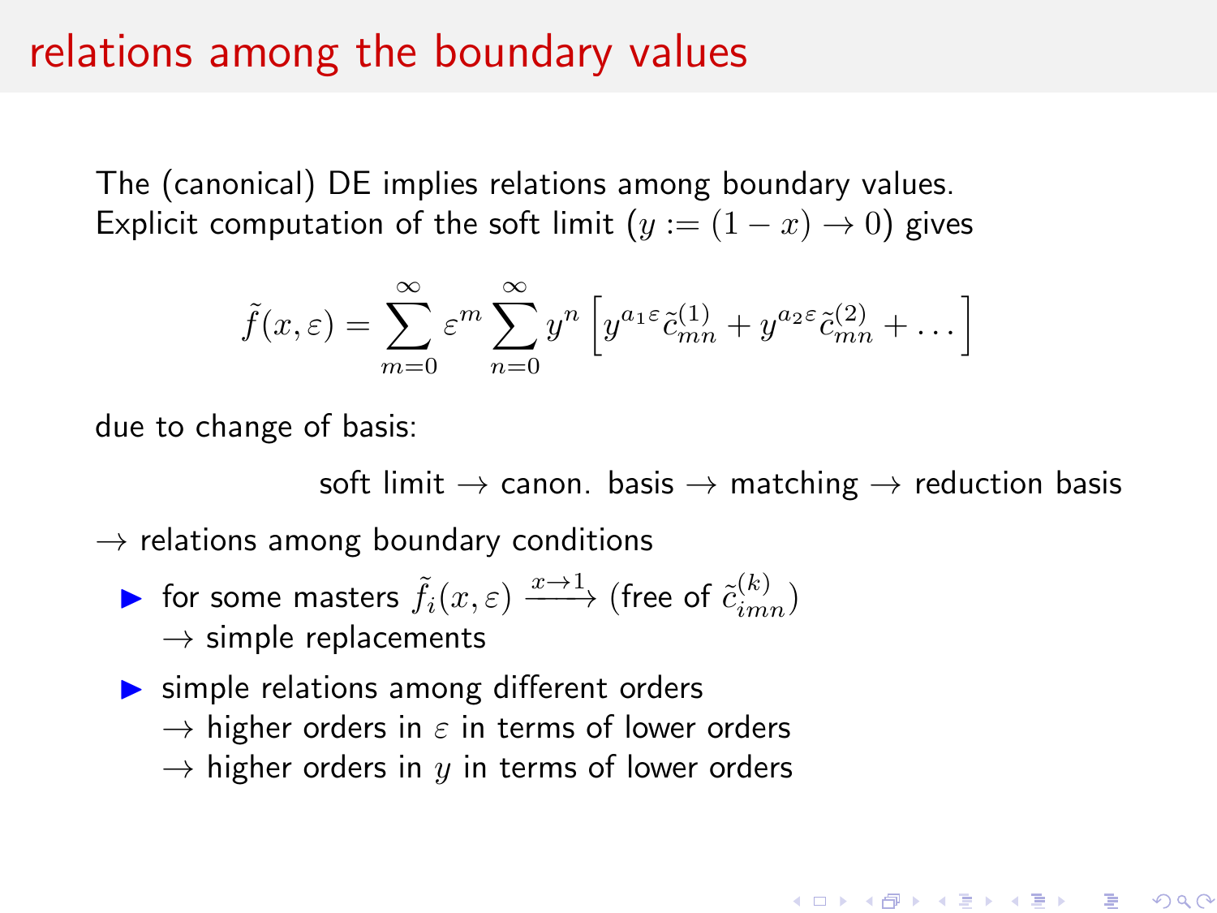# relations among the boundary values

The (canonical) DE implies relations among boundary values.
Explicit computation of the soft limit ($y := (1-x) \to 0$) gives

$$\tilde{f}(x,\varepsilon) = \sum_{m=0}^{\infty} \varepsilon^m \sum_{n=0}^{\infty} y^n \left[ y^{a_1 \varepsilon} \tilde{c}_{mn}^{(1)} + y^{a_2 \varepsilon} \tilde{c}_{mn}^{(2)} + \ldots \right]$$

due to change of basis:

soft limit $\to$ canon. basis $\to$ matching $\to$ reduction basis

$\to$ relations among boundary conditions

- for some masters $\tilde{f}_i(x,\varepsilon) \xrightarrow{x \to 1}$ (free of $\tilde{c}_{imn}^{(k)}$)
  $\to$ simple replacements
- simple relations among different orders
  $\to$ higher orders in $\varepsilon$ in terms of lower orders
  $\to$ higher orders in $y$ in terms of lower orders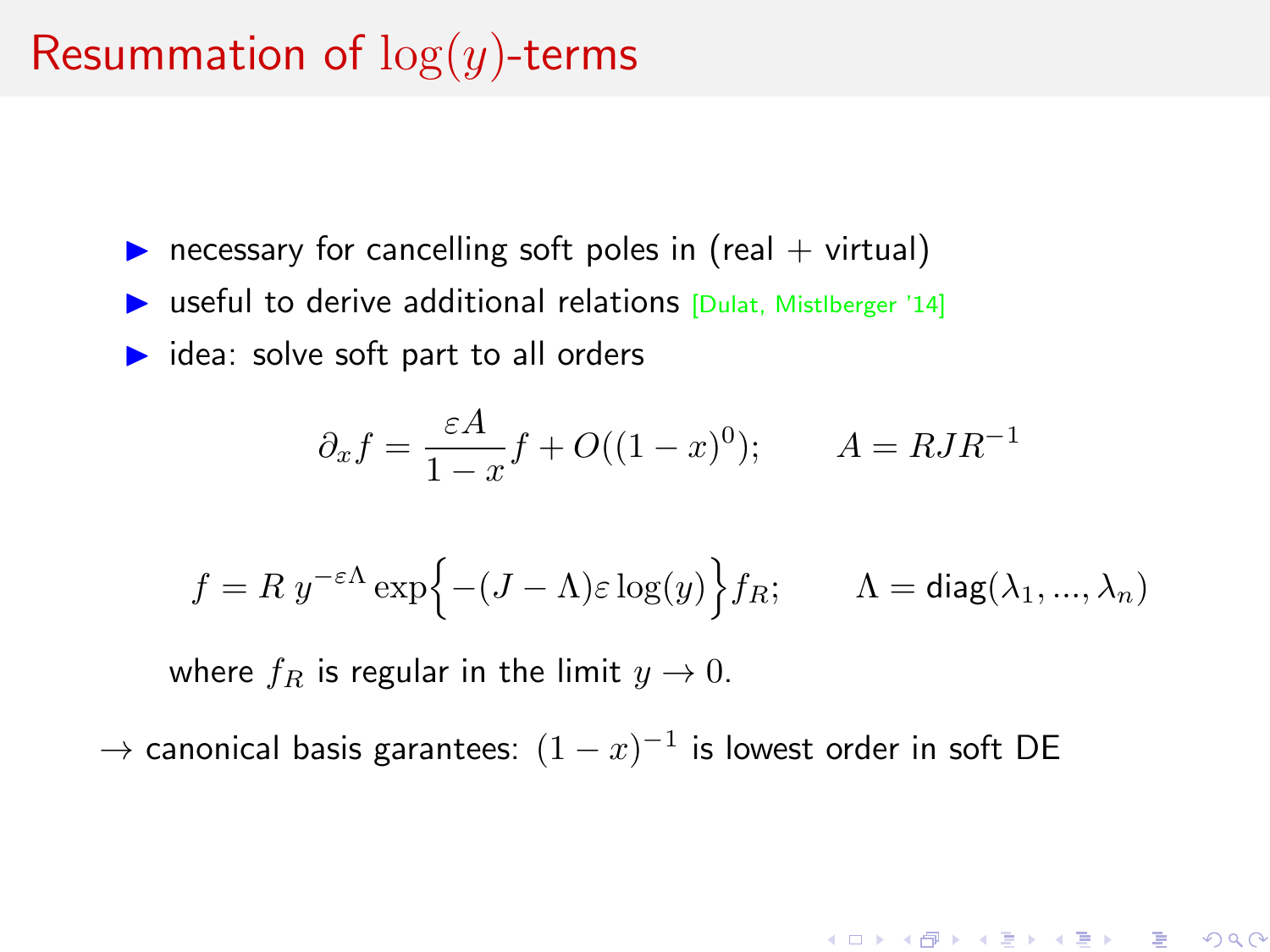# Resummation of $\log(y)$-terms

- necessary for cancelling soft poles in (real + virtual)
- useful to derive additional relations [Dulat, Mistlberger '14]
- idea: solve soft part to all orders

$$\partial_x f = \frac{\varepsilon A}{1-x} f + O((1-x)^0); \qquad A = RJR^{-1}$$

$$f = R\, y^{-\varepsilon\Lambda} \exp\Big\{-(J-\Lambda)\varepsilon \log(y)\Big\} f_R; \qquad \Lambda = \text{diag}(\lambda_1, ..., \lambda_n)$$

where $f_R$ is regular in the limit $y \to 0$.

$\to$ canonical basis garantees: $(1-x)^{-1}$ is lowest order in soft DE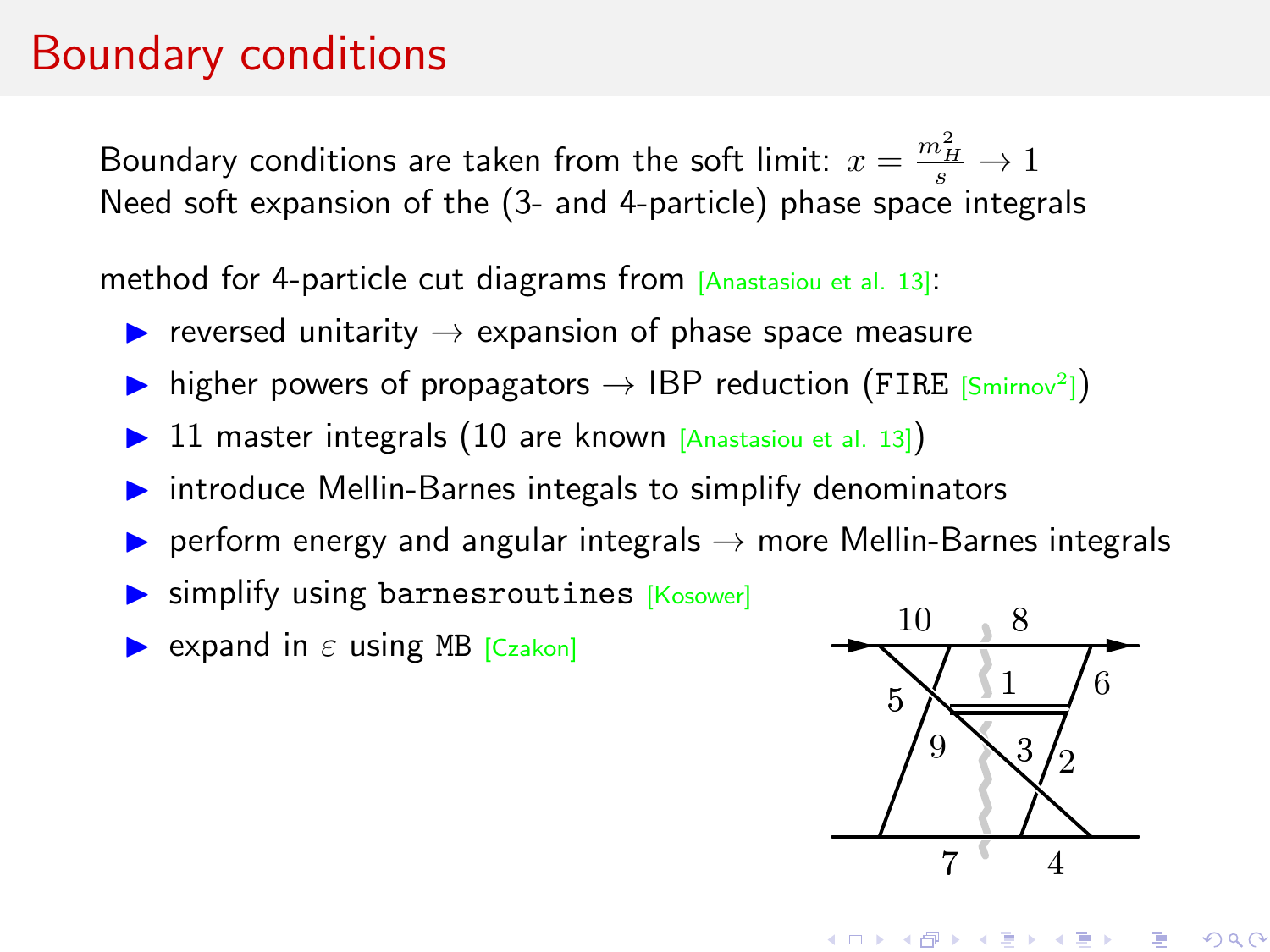# Boundary conditions

Boundary conditions are taken from the soft limit: $x = \frac{m_H^2}{s} \to 1$
Need soft expansion of the (3- and 4-particle) phase space integrals

method for 4-particle cut diagrams from [Anastasiou et al. 13]:

- reversed unitarity $\to$ expansion of phase space measure
- higher powers of propagators $\to$ IBP reduction (FIRE [Smirnov[2]])
- 11 master integrals (10 are known [Anastasiou et al. 13])
- introduce Mellin-Barnes integals to simplify denominators
- perform energy and angular integrals $\to$ more Mellin-Barnes integrals
- simplify using barnesroutines [Kosower]
- expand in $\varepsilon$ using MB [Czakon]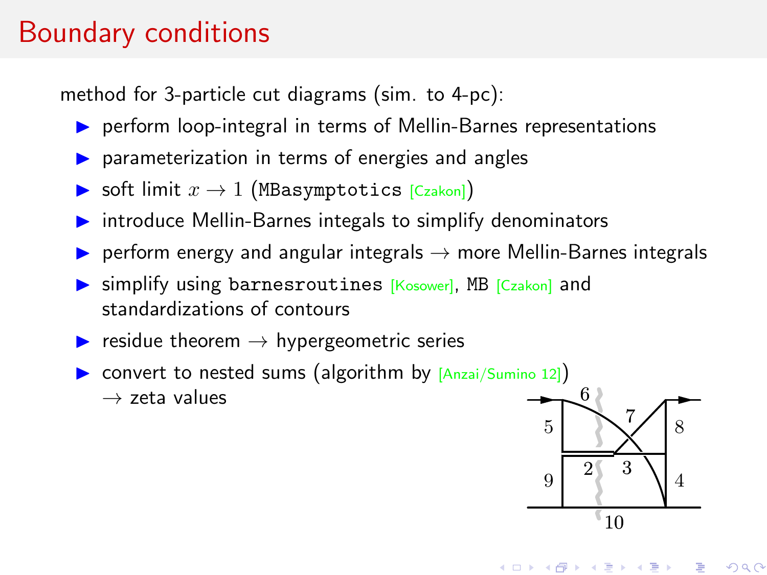# Boundary conditions

method for 3-particle cut diagrams (sim. to 4-pc):

- perform loop-integral in terms of Mellin-Barnes representations
- parameterization in terms of energies and angles
- soft limit $x \to 1$ (`MBasymptotics` [Czakon])
- introduce Mellin-Barnes integals to simplify denominators
- perform energy and angular integrals $\to$ more Mellin-Barnes integrals
- simplify using `barnesroutines` [Kosower], `MB` [Czakon] and standardizations of contours
- residue theorem $\to$ hypergeometric series
- convert to nested sums (algorithm by [Anzai/Sumino 12]) $\to$ zeta values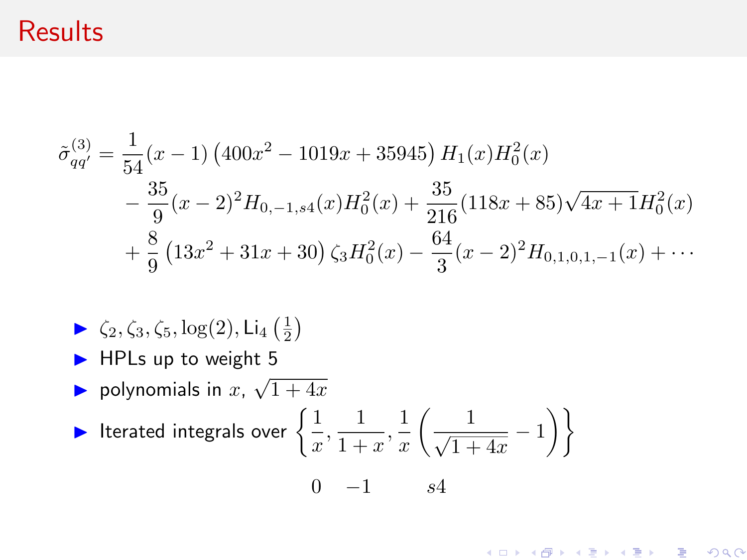# Results

$$
\begin{aligned}
\tilde{\sigma}^{(3)}_{qq'} = & \frac{1}{54}(x-1)\left(400x^2 - 1019x + 35945\right) H_1(x) H_0^2(x) \\
& - \frac{35}{9}(x-2)^2 H_{0,-1,s4}(x) H_0^2(x) + \frac{35}{216}(118x+85)\sqrt{4x+1} H_0^2(x) \\
& + \frac{8}{9}\left(13x^2 + 31x + 30\right)\zeta_3 H_0^2(x) - \frac{64}{3}(x-2)^2 H_{0,1,0,1,-1}(x) + \cdots
\end{aligned}
$$

- $\zeta_2, \zeta_3, \zeta_5, \log(2), \mathrm{Li}_4\left(\frac{1}{2}\right)$
- HPLs up to weight 5
- polynomials in $x$, $\sqrt{1+4x}$
- Iterated integrals over $\left\{ \frac{1}{x}, \frac{1}{1+x}, \frac{1}{x}\left(\frac{1}{\sqrt{1+4x}} - 1\right) \right\}$

$$
0 \quad -1 \qquad s4
$$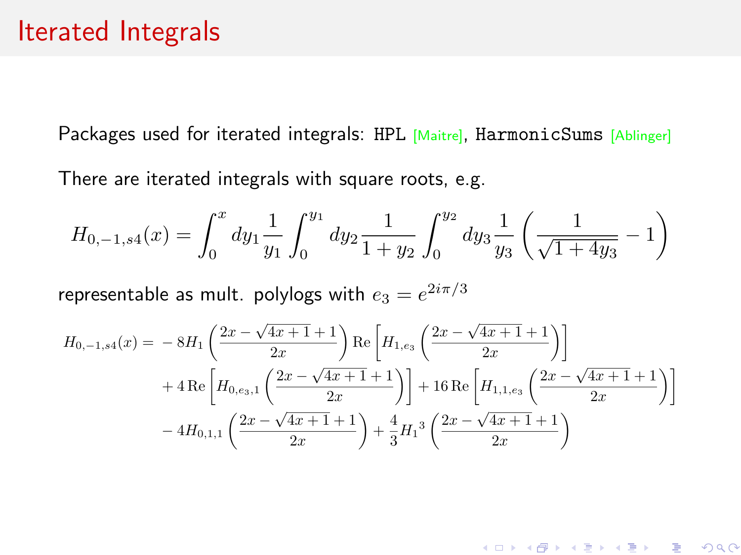# Iterated Integrals

Packages used for iterated integrals: `HPL` [Maitre], `HarmonicSums` [Ablinger]

There are iterated integrals with square roots, e.g.

$$H_{0,-1,s4}(x) = \int_0^x dy_1 \frac{1}{y_1} \int_0^{y_1} dy_2 \frac{1}{1+y_2} \int_0^{y_2} dy_3 \frac{1}{y_3} \left( \frac{1}{\sqrt{1+4y_3}} - 1 \right)$$

representable as mult. polylogs with $e_3 = e^{2i\pi/3}$

$$\begin{aligned}
H_{0,-1,s4}(x) = & -8H_1\left(\frac{2x-\sqrt{4x+1}+1}{2x}\right)\mathrm{Re}\left[H_{1,e_3}\left(\frac{2x-\sqrt{4x+1}+1}{2x}\right)\right] \\
& + 4\,\mathrm{Re}\left[H_{0,e_3,1}\left(\frac{2x-\sqrt{4x+1}+1}{2x}\right)\right] + 16\,\mathrm{Re}\left[H_{1,1,e_3}\left(\frac{2x-\sqrt{4x+1}+1}{2x}\right)\right] \\
& - 4H_{0,1,1}\left(\frac{2x-\sqrt{4x+1}+1}{2x}\right) + \frac{4}{3}{H_1}^3\left(\frac{2x-\sqrt{4x+1}+1}{2x}\right)
\end{aligned}$$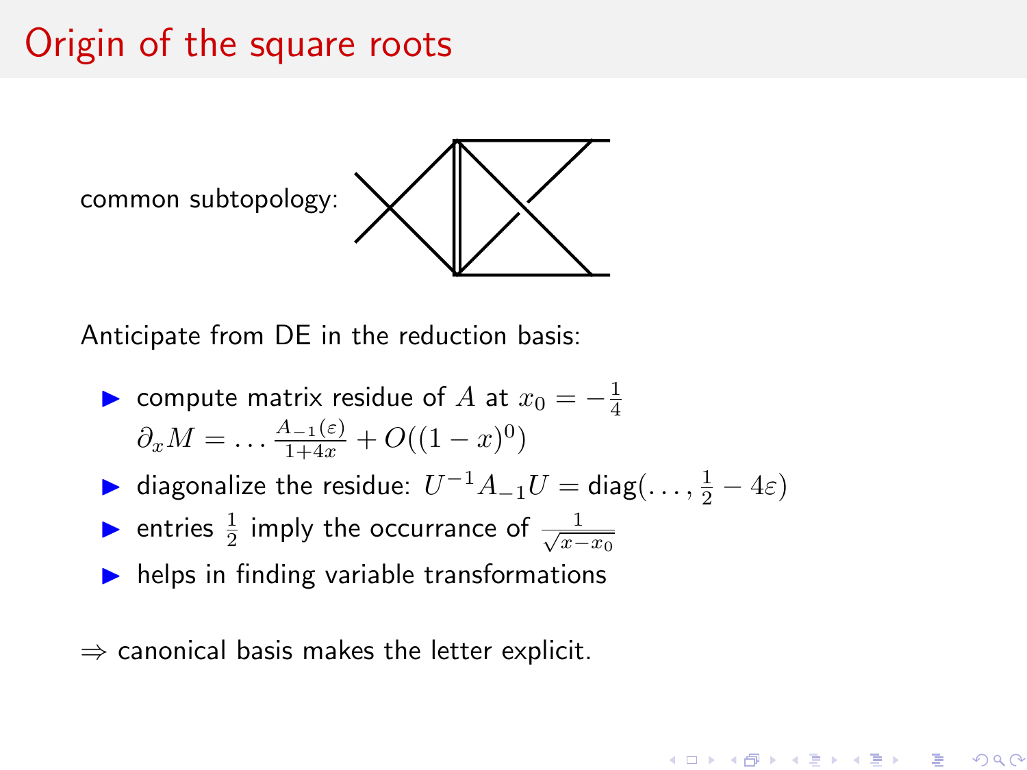# Origin of the square roots

common subtopology:

Anticipate from DE in the reduction basis:

- compute matrix residue of $A$ at $x_0 = -\frac{1}{4}$
  $\partial_x M = \ldots \frac{A_{-1}(\varepsilon)}{1+4x} + O((1-x)^0)$
- diagonalize the residue: $U^{-1} A_{-1} U = \text{diag}(\ldots, \frac{1}{2} - 4\varepsilon)$
- entries $\frac{1}{2}$ imply the occurrance of $\frac{1}{\sqrt{x - x_0}}$
- helps in finding variable transformations

$\Rightarrow$ canonical basis makes the letter explicit.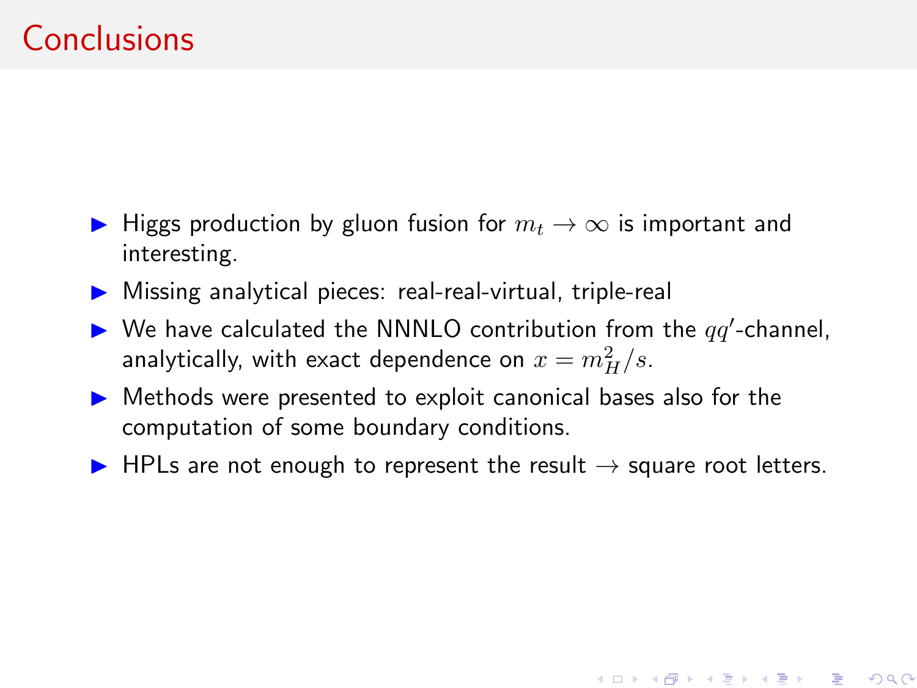# Conclusions

- Higgs production by gluon fusion for $m_t \to \infty$ is important and interesting.
- Missing analytical pieces: real-real-virtual, triple-real
- We have calculated the NNNLO contribution from the $qq'$-channel, analytically, with exact dependence on $x = m_H^2/s$.
- Methods were presented to exploit canonical bases also for the computation of some boundary conditions.
- HPLs are not enough to represent the result $\to$ square root letters.